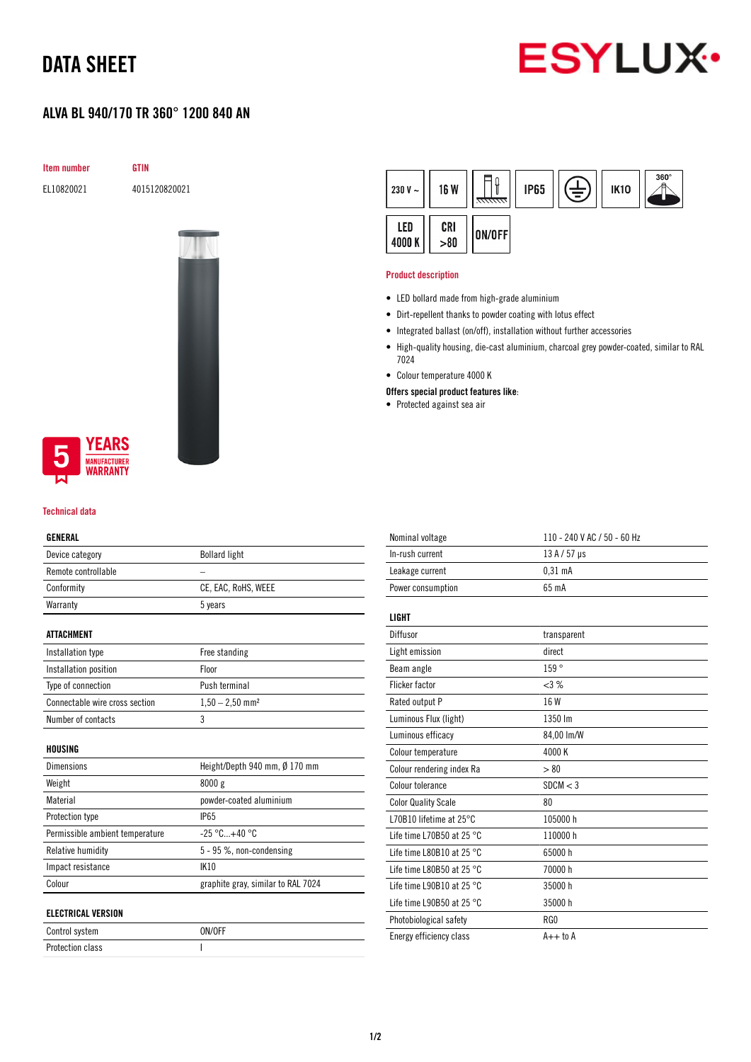# DATA SHEET

## ALVA BL 940/170 TR 360° 1200 840 AN

| Item number | GTIN |
|---|---|
| EL10820021 | 4015120820021 |

230 V ~ | 16 W | IP65 | IK10 | 360° | LED 4000 K | CRI >80 | ON/OFF

5 YEARS MANUFACTURER WARRANTY

### Product description

- LED bollard made from high-grade aluminium
- Dirt-repellent thanks to powder coating with lotus effect
- Integrated ballast (on/off), installation without further accessories
- High-quality housing, die-cast aluminium, charcoal grey powder-coated, similar to RAL 7024
- Colour temperature 4000 K

**Offers special product features like:**

- Protected against sea air

### Technical data

| GENERAL | |
|---|---|
| Device category | Bollard light |
| Remote controllable | – |
| Conformity | CE, EAC, RoHS, WEEE |
| Warranty | 5 years |

| ATTACHMENT | |
|---|---|
| Installation type | Free standing |
| Installation position | Floor |
| Type of connection | Push terminal |
| Connectable wire cross section | 1,50 – 2,50 mm² |
| Number of contacts | 3 |

| HOUSING | |
|---|---|
| Dimensions | Height/Depth 940 mm, Ø 170 mm |
| Weight | 8000 g |
| Material | powder-coated aluminium |
| Protection type | IP65 |
| Permissible ambient temperature | -25 °C...+40 °C |
| Relative humidity | 5 - 95 %, non-condensing |
| Impact resistance | IK10 |
| Colour | graphite gray, similar to RAL 7024 |

| ELECTRICAL VERSION | |
|---|---|
| Control system | ON/OFF |
| Protection class | I |
| Nominal voltage | 110 - 240 V AC / 50 - 60 Hz |
| In-rush current | 13 A / 57 µs |
| Leakage current | 0,31 mA |
| Power consumption | 65 mA |

| LIGHT | |
|---|---|
| Diffusor | transparent |
| Light emission | direct |
| Beam angle | 159 ° |
| Flicker factor | <3 % |
| Rated output P | 16 W |
| Luminous Flux (light) | 1350 lm |
| Luminous efficacy | 84,00 lm/W |
| Colour temperature | 4000 K |
| Colour rendering index Ra | > 80 |
| Colour tolerance | SDCM < 3 |
| Color Quality Scale | 80 |
| L70B10 lifetime at 25°C | 105000 h |
| Life time L70B50 at 25 °C | 110000 h |
| Life time L80B10 at 25 °C | 65000 h |
| Life time L80B50 at 25 °C | 70000 h |
| Life time L90B10 at 25 °C | 35000 h |
| Life time L90B50 at 25 °C | 35000 h |
| Photobiological safety | RG0 |
| Energy efficiency class | A++ to A |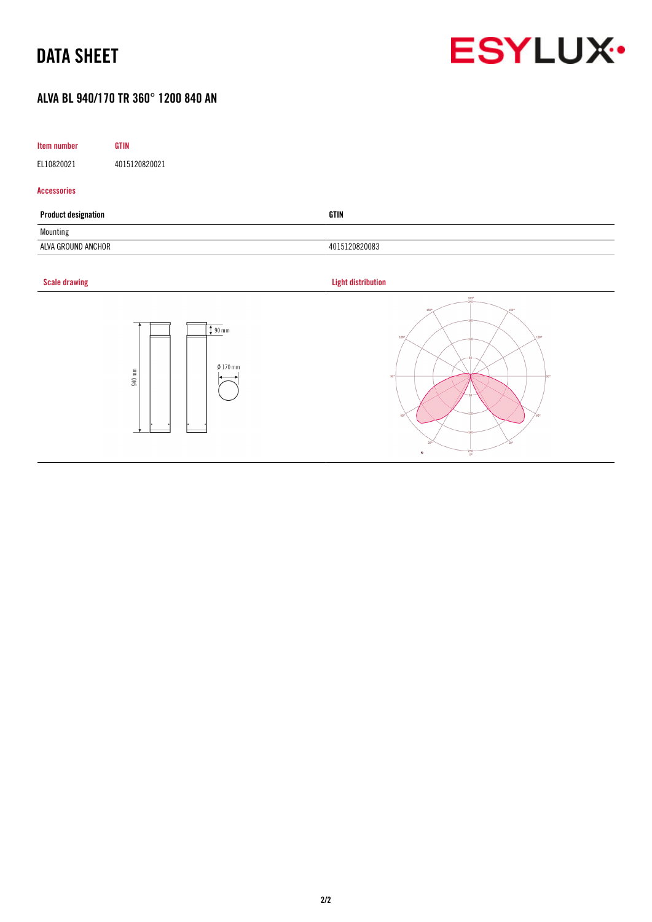# DATA SHEET

ESYLUX

## ALVA BL 940/170 TR 360° 1200 840 AN

| Item number | GTIN |
|---|---|
| EL10820021 | 4015120820021 |

### Accessories

| Product designation | GTIN |
|---|---|
| Mounting | |
| ALVA GROUND ANCHOR | 4015120820083 |

### Scale drawing

940 mm

90 mm

Ø 170 mm

### Light distribution